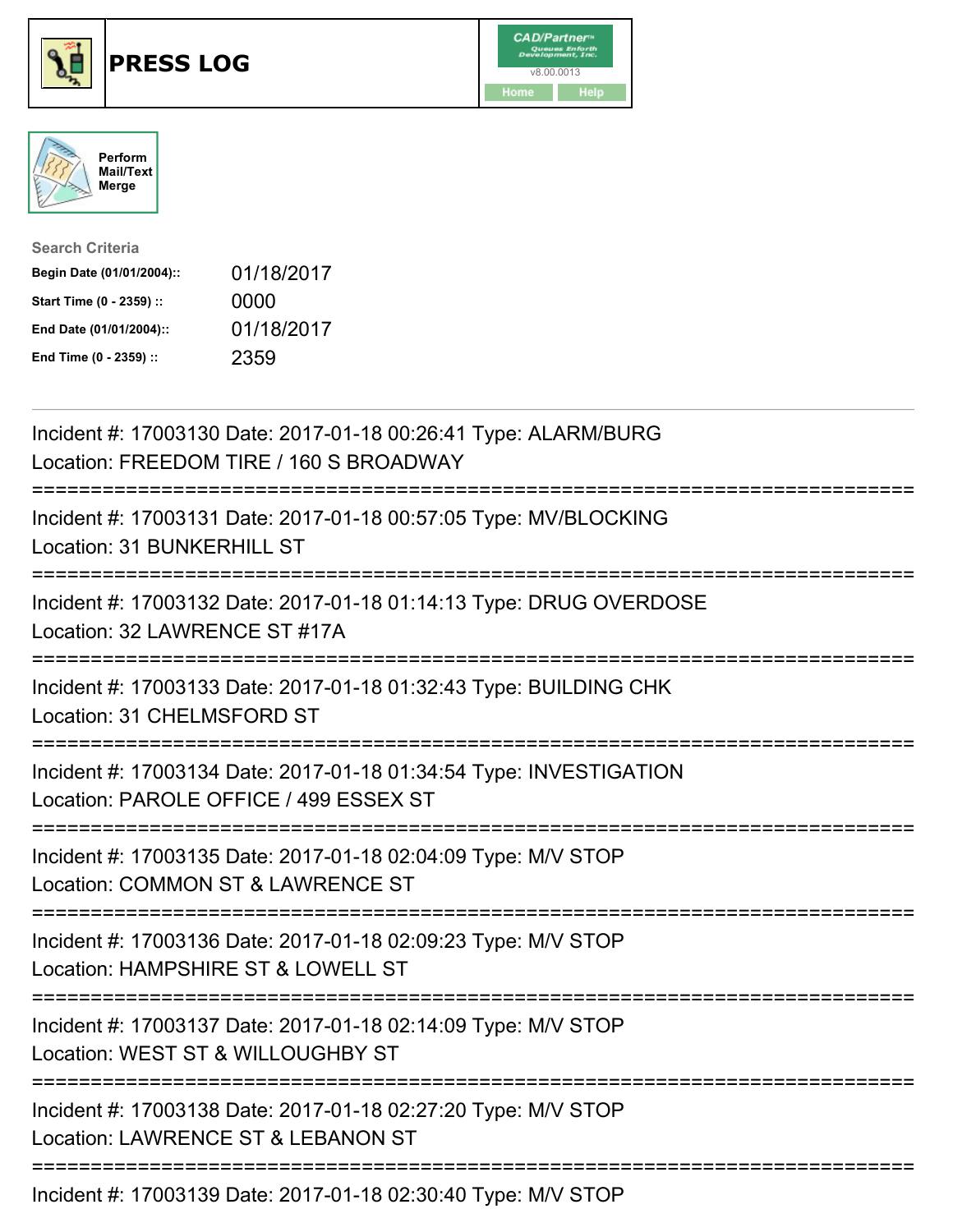# PRESS LOG

CAD/Partner™ v8.00.0013

Home Help

Perform Mail/Text Merge

**Search Criteria**

| | |
|---|---|
| **Begin Date (01/01/2004)::** | 01/18/2017 |
| **Start Time (0 - 2359) ::** | 0000 |
| **End Date (01/01/2004)::** | 01/18/2017 |
| **End Time (0 - 2359) ::** | 2359 |

---

Incident #: 17003130 Date: 2017-01-18 00:26:41 Type: ALARM/BURG
Location: FREEDOM TIRE / 160 S BROADWAY

===========================================================================

Incident #: 17003131 Date: 2017-01-18 00:57:05 Type: MV/BLOCKING
Location: 31 BUNKERHILL ST

===========================================================================

Incident #: 17003132 Date: 2017-01-18 01:14:13 Type: DRUG OVERDOSE
Location: 32 LAWRENCE ST #17A

===========================================================================

Incident #: 17003133 Date: 2017-01-18 01:32:43 Type: BUILDING CHK
Location: 31 CHELMSFORD ST

===========================================================================

Incident #: 17003134 Date: 2017-01-18 01:34:54 Type: INVESTIGATION
Location: PAROLE OFFICE / 499 ESSEX ST

===========================================================================

Incident #: 17003135 Date: 2017-01-18 02:04:09 Type: M/V STOP
Location: COMMON ST & LAWRENCE ST

===========================================================================

Incident #: 17003136 Date: 2017-01-18 02:09:23 Type: M/V STOP
Location: HAMPSHIRE ST & LOWELL ST

===========================================================================

Incident #: 17003137 Date: 2017-01-18 02:14:09 Type: M/V STOP
Location: WEST ST & WILLOUGHBY ST

===========================================================================

Incident #: 17003138 Date: 2017-01-18 02:27:20 Type: M/V STOP
Location: LAWRENCE ST & LEBANON ST

===========================================================================

Incident #: 17003139 Date: 2017-01-18 02:30:40 Type: M/V STOP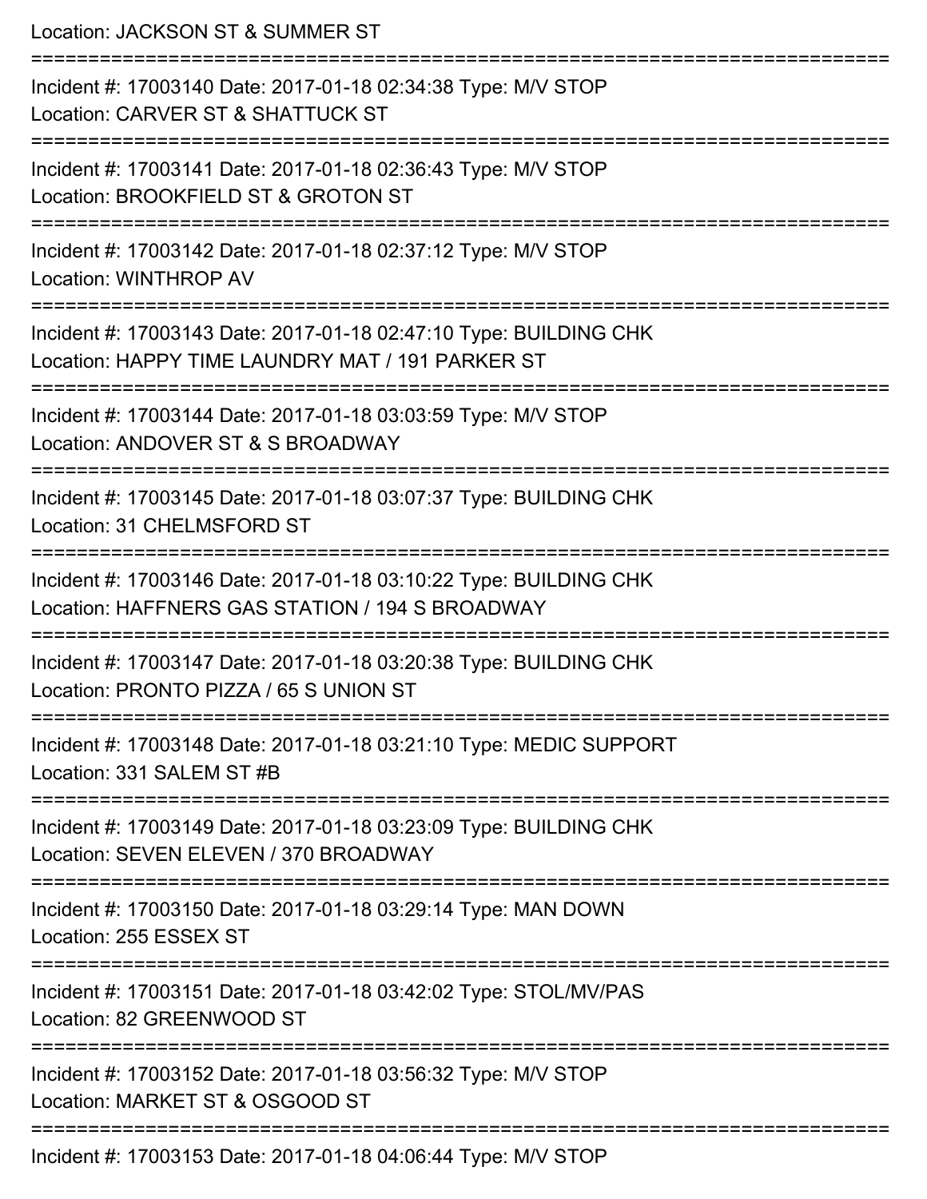Location: JACKSON ST & SUMMER ST

===========================================================================

Incident #: 17003140 Date: 2017-01-18 02:34:38 Type: M/V STOP

Location: CARVER ST & SHATTUCK ST

===========================================================================

Incident #: 17003141 Date: 2017-01-18 02:36:43 Type: M/V STOP

Location: BROOKFIELD ST & GROTON ST

===========================================================================

Incident #: 17003142 Date: 2017-01-18 02:37:12 Type: M/V STOP

Location: WINTHROP AV

===========================================================================

Incident #: 17003143 Date: 2017-01-18 02:47:10 Type: BUILDING CHK

Location: HAPPY TIME LAUNDRY MAT / 191 PARKER ST

===========================================================================

Incident #: 17003144 Date: 2017-01-18 03:03:59 Type: M/V STOP

Location: ANDOVER ST & S BROADWAY

===========================================================================

Incident #: 17003145 Date: 2017-01-18 03:07:37 Type: BUILDING CHK

Location: 31 CHELMSFORD ST

===========================================================================

Incident #: 17003146 Date: 2017-01-18 03:10:22 Type: BUILDING CHK

Location: HAFFNERS GAS STATION / 194 S BROADWAY

===========================================================================

Incident #: 17003147 Date: 2017-01-18 03:20:38 Type: BUILDING CHK

Location: PRONTO PIZZA / 65 S UNION ST

===========================================================================

Incident #: 17003148 Date: 2017-01-18 03:21:10 Type: MEDIC SUPPORT

Location: 331 SALEM ST #B

===========================================================================

Incident #: 17003149 Date: 2017-01-18 03:23:09 Type: BUILDING CHK

Location: SEVEN ELEVEN / 370 BROADWAY

===========================================================================

Incident #: 17003150 Date: 2017-01-18 03:29:14 Type: MAN DOWN

Location: 255 ESSEX ST

===========================================================================

Incident #: 17003151 Date: 2017-01-18 03:42:02 Type: STOL/MV/PAS

Location: 82 GREENWOOD ST

===========================================================================

Incident #: 17003152 Date: 2017-01-18 03:56:32 Type: M/V STOP

Location: MARKET ST & OSGOOD ST

===========================================================================

Incident #: 17003153 Date: 2017-01-18 04:06:44 Type: M/V STOP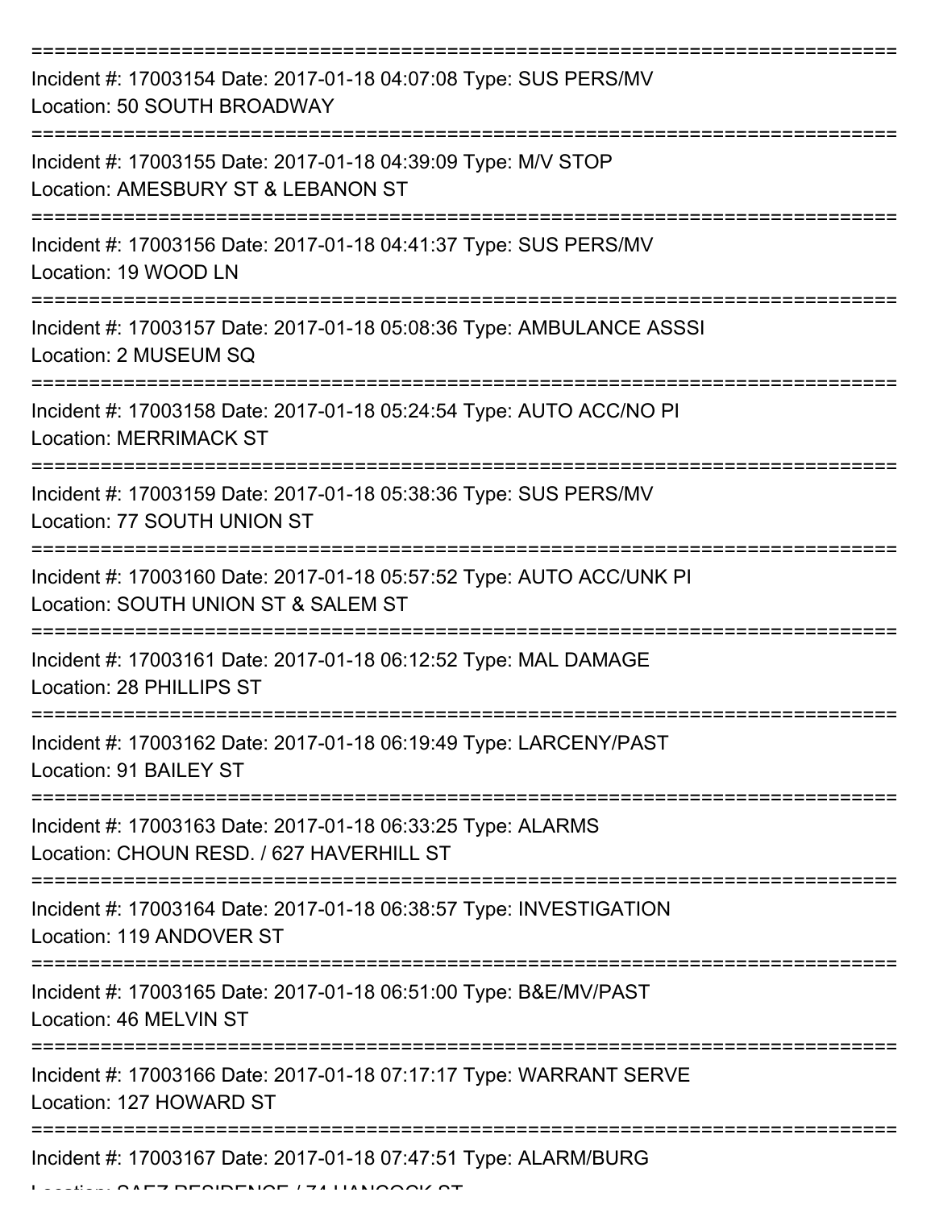===========================================================================

Incident #: 17003154 Date: 2017-01-18 04:07:08 Type: SUS PERS/MV
Location: 50 SOUTH BROADWAY

===========================================================================

Incident #: 17003155 Date: 2017-01-18 04:39:09 Type: M/V STOP
Location: AMESBURY ST & LEBANON ST

===========================================================================

Incident #: 17003156 Date: 2017-01-18 04:41:37 Type: SUS PERS/MV
Location: 19 WOOD LN

===========================================================================

Incident #: 17003157 Date: 2017-01-18 05:08:36 Type: AMBULANCE ASSSI
Location: 2 MUSEUM SQ

===========================================================================

Incident #: 17003158 Date: 2017-01-18 05:24:54 Type: AUTO ACC/NO PI
Location: MERRIMACK ST

===========================================================================

Incident #: 17003159 Date: 2017-01-18 05:38:36 Type: SUS PERS/MV
Location: 77 SOUTH UNION ST

===========================================================================

Incident #: 17003160 Date: 2017-01-18 05:57:52 Type: AUTO ACC/UNK PI
Location: SOUTH UNION ST & SALEM ST

===========================================================================

Incident #: 17003161 Date: 2017-01-18 06:12:52 Type: MAL DAMAGE
Location: 28 PHILLIPS ST

===========================================================================

Incident #: 17003162 Date: 2017-01-18 06:19:49 Type: LARCENY/PAST
Location: 91 BAILEY ST

===========================================================================

Incident #: 17003163 Date: 2017-01-18 06:33:25 Type: ALARMS
Location: CHOUN RESD. / 627 HAVERHILL ST

===========================================================================

Incident #: 17003164 Date: 2017-01-18 06:38:57 Type: INVESTIGATION
Location: 119 ANDOVER ST

===========================================================================

Incident #: 17003165 Date: 2017-01-18 06:51:00 Type: B&E/MV/PAST
Location: 46 MELVIN ST

===========================================================================

Incident #: 17003166 Date: 2017-01-18 07:17:17 Type: WARRANT SERVE
Location: 127 HOWARD ST

===========================================================================

Incident #: 17003167 Date: 2017-01-18 07:47:51 Type: ALARM/BURG
Location: SAEZ RESIDENCE / 74 HANCOCK ST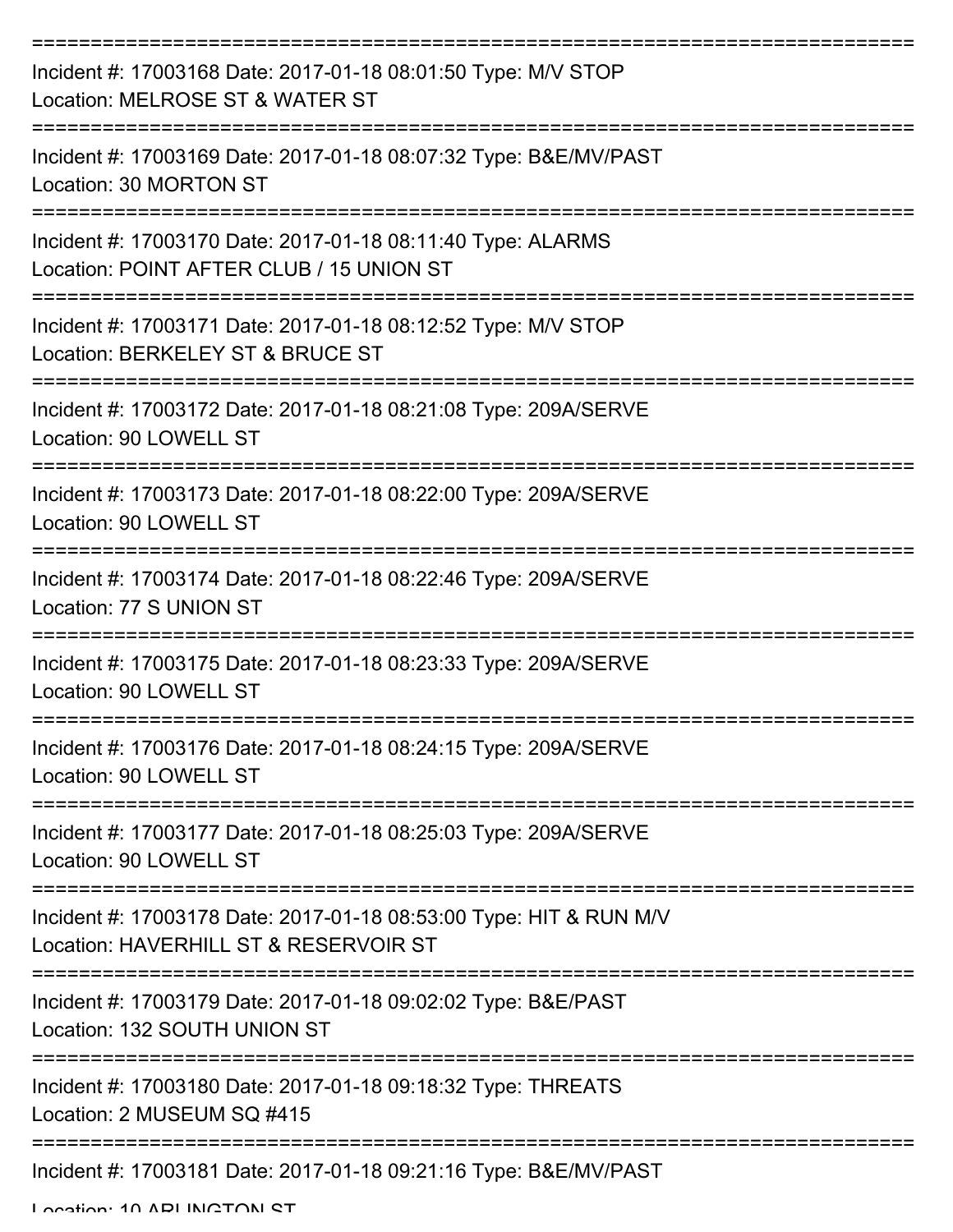===========================================================================

Incident #: 17003168 Date: 2017-01-18 08:01:50 Type: M/V STOP
Location: MELROSE ST & WATER ST

===========================================================================

Incident #: 17003169 Date: 2017-01-18 08:07:32 Type: B&E/MV/PAST
Location: 30 MORTON ST

===========================================================================

Incident #: 17003170 Date: 2017-01-18 08:11:40 Type: ALARMS
Location: POINT AFTER CLUB / 15 UNION ST

===========================================================================

Incident #: 17003171 Date: 2017-01-18 08:12:52 Type: M/V STOP
Location: BERKELEY ST & BRUCE ST

===========================================================================

Incident #: 17003172 Date: 2017-01-18 08:21:08 Type: 209A/SERVE
Location: 90 LOWELL ST

===========================================================================

Incident #: 17003173 Date: 2017-01-18 08:22:00 Type: 209A/SERVE
Location: 90 LOWELL ST

===========================================================================

Incident #: 17003174 Date: 2017-01-18 08:22:46 Type: 209A/SERVE
Location: 77 S UNION ST

===========================================================================

Incident #: 17003175 Date: 2017-01-18 08:23:33 Type: 209A/SERVE
Location: 90 LOWELL ST

===========================================================================

Incident #: 17003176 Date: 2017-01-18 08:24:15 Type: 209A/SERVE
Location: 90 LOWELL ST

===========================================================================

Incident #: 17003177 Date: 2017-01-18 08:25:03 Type: 209A/SERVE
Location: 90 LOWELL ST

===========================================================================

Incident #: 17003178 Date: 2017-01-18 08:53:00 Type: HIT & RUN M/V
Location: HAVERHILL ST & RESERVOIR ST

===========================================================================

Incident #: 17003179 Date: 2017-01-18 09:02:02 Type: B&E/PAST
Location: 132 SOUTH UNION ST

===========================================================================

Incident #: 17003180 Date: 2017-01-18 09:18:32 Type: THREATS
Location: 2 MUSEUM SQ #415

===========================================================================

Incident #: 17003181 Date: 2017-01-18 09:21:16 Type: B&E/MV/PAST
Location: 10 ARLINGTON ST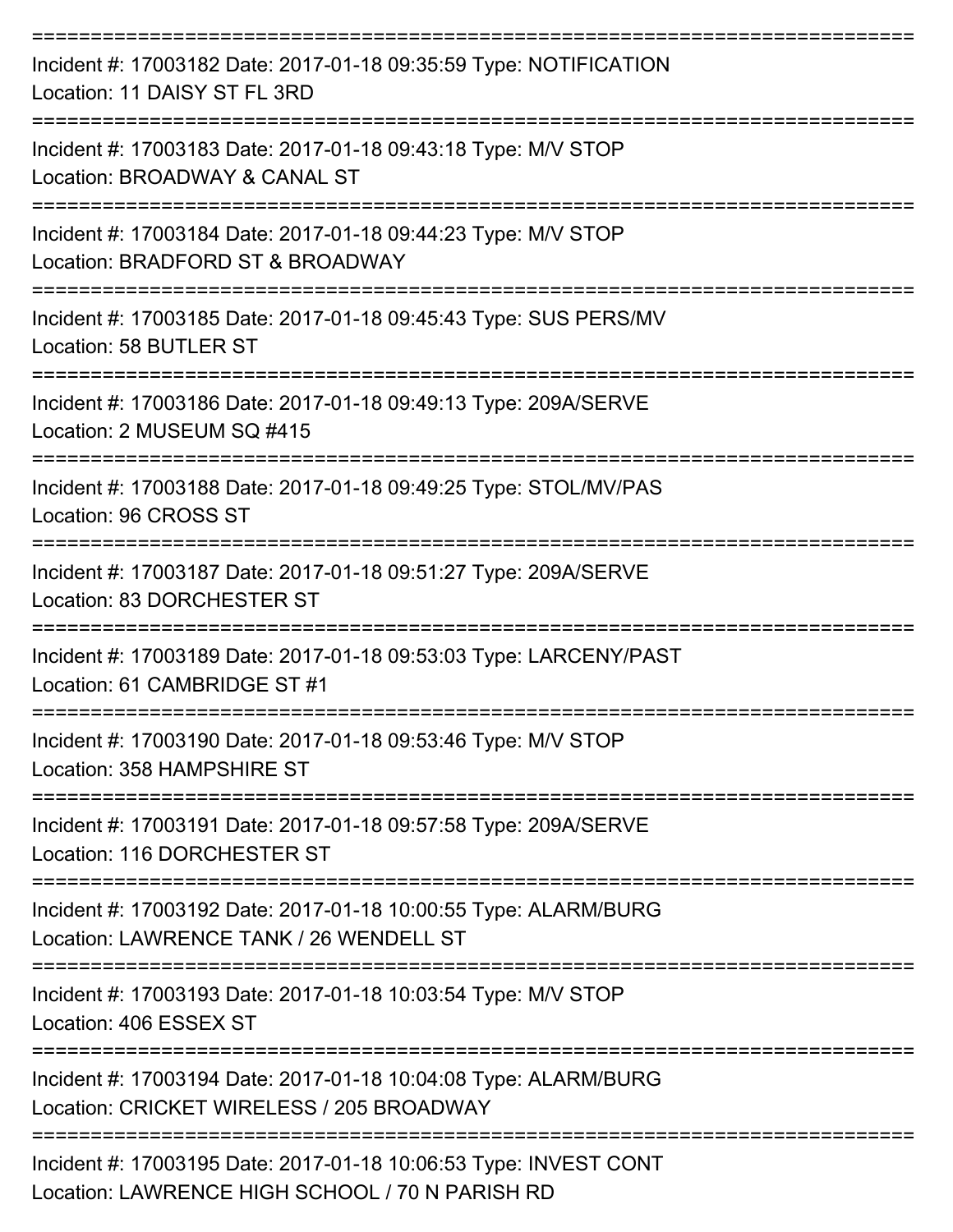Incident #: 17003182 Date: 2017-01-18 09:35:59 Type: NOTIFICATION
Location: 11 DAISY ST FL 3RD

Incident #: 17003183 Date: 2017-01-18 09:43:18 Type: M/V STOP
Location: BROADWAY & CANAL ST

Incident #: 17003184 Date: 2017-01-18 09:44:23 Type: M/V STOP
Location: BRADFORD ST & BROADWAY

Incident #: 17003185 Date: 2017-01-18 09:45:43 Type: SUS PERS/MV
Location: 58 BUTLER ST

Incident #: 17003186 Date: 2017-01-18 09:49:13 Type: 209A/SERVE
Location: 2 MUSEUM SQ #415

Incident #: 17003188 Date: 2017-01-18 09:49:25 Type: STOL/MV/PAS
Location: 96 CROSS ST

Incident #: 17003187 Date: 2017-01-18 09:51:27 Type: 209A/SERVE
Location: 83 DORCHESTER ST

Incident #: 17003189 Date: 2017-01-18 09:53:03 Type: LARCENY/PAST
Location: 61 CAMBRIDGE ST #1

Incident #: 17003190 Date: 2017-01-18 09:53:46 Type: M/V STOP
Location: 358 HAMPSHIRE ST

Incident #: 17003191 Date: 2017-01-18 09:57:58 Type: 209A/SERVE
Location: 116 DORCHESTER ST

Incident #: 17003192 Date: 2017-01-18 10:00:55 Type: ALARM/BURG
Location: LAWRENCE TANK / 26 WENDELL ST

Incident #: 17003193 Date: 2017-01-18 10:03:54 Type: M/V STOP
Location: 406 ESSEX ST

Incident #: 17003194 Date: 2017-01-18 10:04:08 Type: ALARM/BURG
Location: CRICKET WIRELESS / 205 BROADWAY

Incident #: 17003195 Date: 2017-01-18 10:06:53 Type: INVEST CONT
Location: LAWRENCE HIGH SCHOOL / 70 N PARISH RD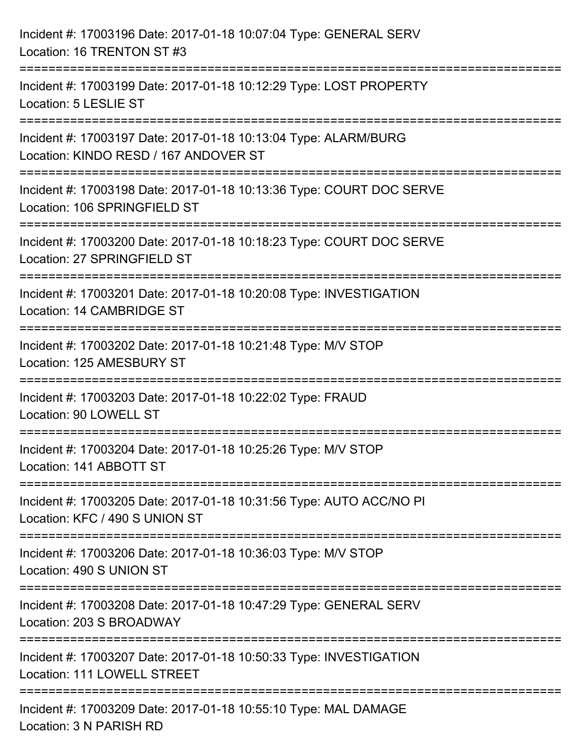Incident #: 17003196 Date: 2017-01-18 10:07:04 Type: GENERAL SERV
Location: 16 TRENTON ST #3

===========================================================================

Incident #: 17003199 Date: 2017-01-18 10:12:29 Type: LOST PROPERTY
Location: 5 LESLIE ST

===========================================================================

Incident #: 17003197 Date: 2017-01-18 10:13:04 Type: ALARM/BURG
Location: KINDO RESD / 167 ANDOVER ST

===========================================================================

Incident #: 17003198 Date: 2017-01-18 10:13:36 Type: COURT DOC SERVE
Location: 106 SPRINGFIELD ST

===========================================================================

Incident #: 17003200 Date: 2017-01-18 10:18:23 Type: COURT DOC SERVE
Location: 27 SPRINGFIELD ST

===========================================================================

Incident #: 17003201 Date: 2017-01-18 10:20:08 Type: INVESTIGATION
Location: 14 CAMBRIDGE ST

===========================================================================

Incident #: 17003202 Date: 2017-01-18 10:21:48 Type: M/V STOP
Location: 125 AMESBURY ST

===========================================================================

Incident #: 17003203 Date: 2017-01-18 10:22:02 Type: FRAUD
Location: 90 LOWELL ST

===========================================================================

Incident #: 17003204 Date: 2017-01-18 10:25:26 Type: M/V STOP
Location: 141 ABBOTT ST

===========================================================================

Incident #: 17003205 Date: 2017-01-18 10:31:56 Type: AUTO ACC/NO PI
Location: KFC / 490 S UNION ST

===========================================================================

Incident #: 17003206 Date: 2017-01-18 10:36:03 Type: M/V STOP
Location: 490 S UNION ST

===========================================================================

Incident #: 17003208 Date: 2017-01-18 10:47:29 Type: GENERAL SERV
Location: 203 S BROADWAY

===========================================================================

Incident #: 17003207 Date: 2017-01-18 10:50:33 Type: INVESTIGATION
Location: 111 LOWELL STREET

===========================================================================

Incident #: 17003209 Date: 2017-01-18 10:55:10 Type: MAL DAMAGE
Location: 3 N PARISH RD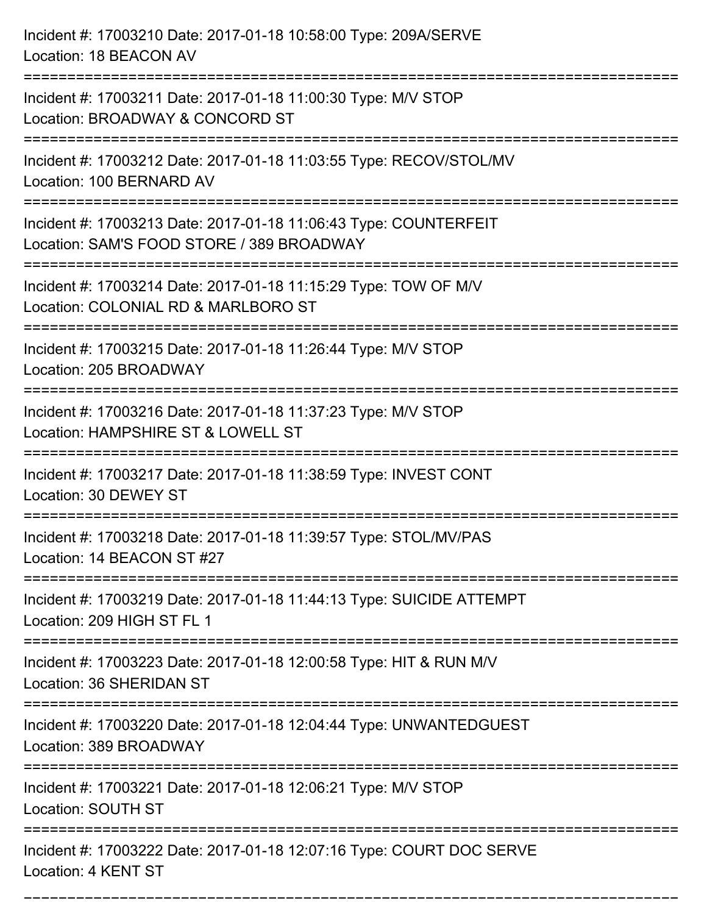Incident #: 17003210 Date: 2017-01-18 10:58:00 Type: 209A/SERVE
Location: 18 BEACON AV

===========================================================================

Incident #: 17003211 Date: 2017-01-18 11:00:30 Type: M/V STOP
Location: BROADWAY & CONCORD ST

===========================================================================

Incident #: 17003212 Date: 2017-01-18 11:03:55 Type: RECOV/STOL/MV
Location: 100 BERNARD AV

===========================================================================

Incident #: 17003213 Date: 2017-01-18 11:06:43 Type: COUNTERFEIT
Location: SAM'S FOOD STORE / 389 BROADWAY

===========================================================================

Incident #: 17003214 Date: 2017-01-18 11:15:29 Type: TOW OF M/V
Location: COLONIAL RD & MARLBORO ST

===========================================================================

Incident #: 17003215 Date: 2017-01-18 11:26:44 Type: M/V STOP
Location: 205 BROADWAY

===========================================================================

Incident #: 17003216 Date: 2017-01-18 11:37:23 Type: M/V STOP
Location: HAMPSHIRE ST & LOWELL ST

===========================================================================

Incident #: 17003217 Date: 2017-01-18 11:38:59 Type: INVEST CONT
Location: 30 DEWEY ST

===========================================================================

Incident #: 17003218 Date: 2017-01-18 11:39:57 Type: STOL/MV/PAS
Location: 14 BEACON ST #27

===========================================================================

Incident #: 17003219 Date: 2017-01-18 11:44:13 Type: SUICIDE ATTEMPT
Location: 209 HIGH ST FL 1

===========================================================================

Incident #: 17003223 Date: 2017-01-18 12:00:58 Type: HIT & RUN M/V
Location: 36 SHERIDAN ST

===========================================================================

Incident #: 17003220 Date: 2017-01-18 12:04:44 Type: UNWANTEDGUEST
Location: 389 BROADWAY

===========================================================================

Incident #: 17003221 Date: 2017-01-18 12:06:21 Type: M/V STOP
Location: SOUTH ST

===========================================================================

Incident #: 17003222 Date: 2017-01-18 12:07:16 Type: COURT DOC SERVE
Location: 4 KENT ST

===========================================================================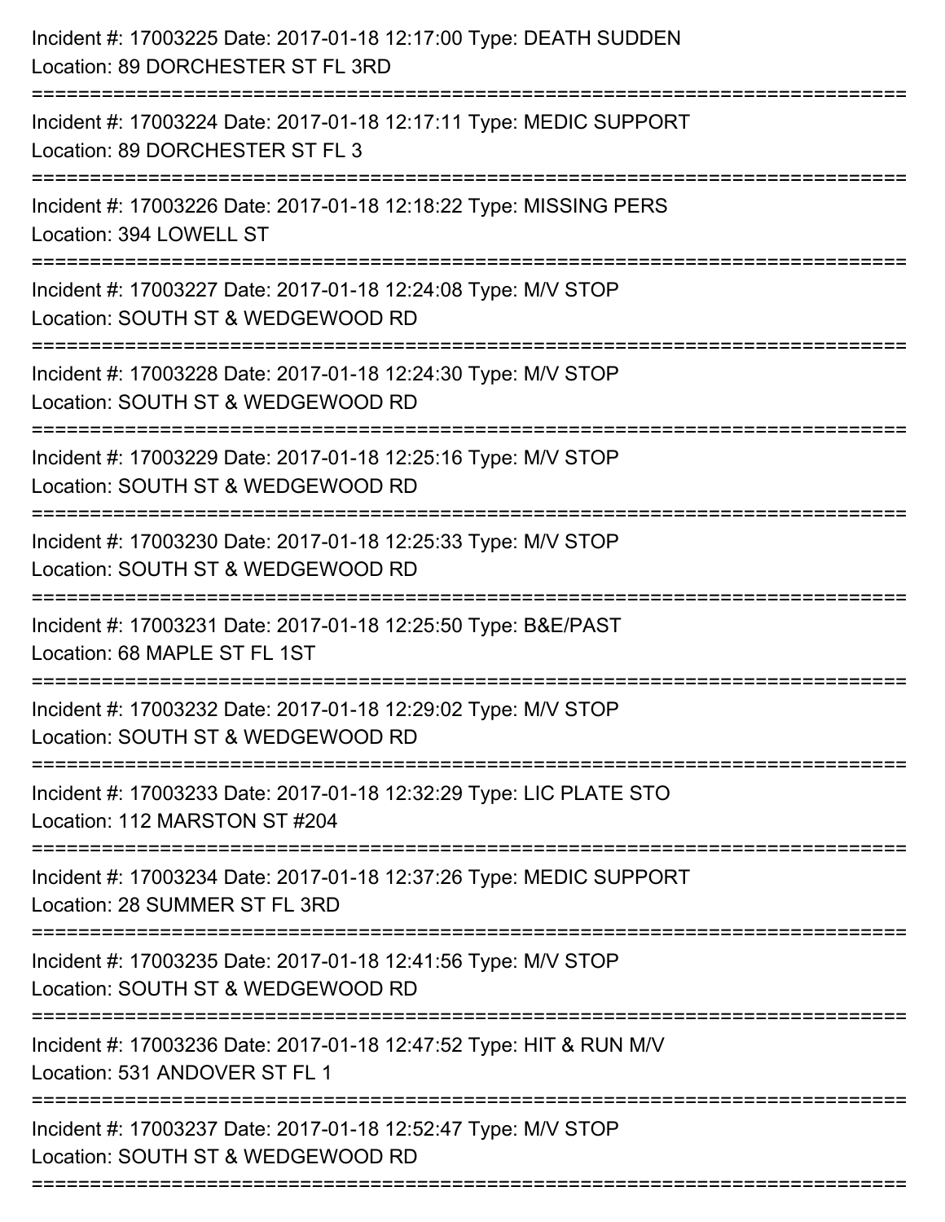Incident #: 17003225 Date: 2017-01-18 12:17:00 Type: DEATH SUDDEN
Location: 89 DORCHESTER ST FL 3RD

===========================================================================

Incident #: 17003224 Date: 2017-01-18 12:17:11 Type: MEDIC SUPPORT
Location: 89 DORCHESTER ST FL 3

===========================================================================

Incident #: 17003226 Date: 2017-01-18 12:18:22 Type: MISSING PERS
Location: 394 LOWELL ST

===========================================================================

Incident #: 17003227 Date: 2017-01-18 12:24:08 Type: M/V STOP
Location: SOUTH ST & WEDGEWOOD RD

===========================================================================

Incident #: 17003228 Date: 2017-01-18 12:24:30 Type: M/V STOP
Location: SOUTH ST & WEDGEWOOD RD

===========================================================================

Incident #: 17003229 Date: 2017-01-18 12:25:16 Type: M/V STOP
Location: SOUTH ST & WEDGEWOOD RD

===========================================================================

Incident #: 17003230 Date: 2017-01-18 12:25:33 Type: M/V STOP
Location: SOUTH ST & WEDGEWOOD RD

===========================================================================

Incident #: 17003231 Date: 2017-01-18 12:25:50 Type: B&E/PAST
Location: 68 MAPLE ST FL 1ST

===========================================================================

Incident #: 17003232 Date: 2017-01-18 12:29:02 Type: M/V STOP
Location: SOUTH ST & WEDGEWOOD RD

===========================================================================

Incident #: 17003233 Date: 2017-01-18 12:32:29 Type: LIC PLATE STO
Location: 112 MARSTON ST #204

===========================================================================

Incident #: 17003234 Date: 2017-01-18 12:37:26 Type: MEDIC SUPPORT
Location: 28 SUMMER ST FL 3RD

===========================================================================

Incident #: 17003235 Date: 2017-01-18 12:41:56 Type: M/V STOP
Location: SOUTH ST & WEDGEWOOD RD

===========================================================================

Incident #: 17003236 Date: 2017-01-18 12:47:52 Type: HIT & RUN M/V
Location: 531 ANDOVER ST FL 1

===========================================================================

Incident #: 17003237 Date: 2017-01-18 12:52:47 Type: M/V STOP
Location: SOUTH ST & WEDGEWOOD RD

===========================================================================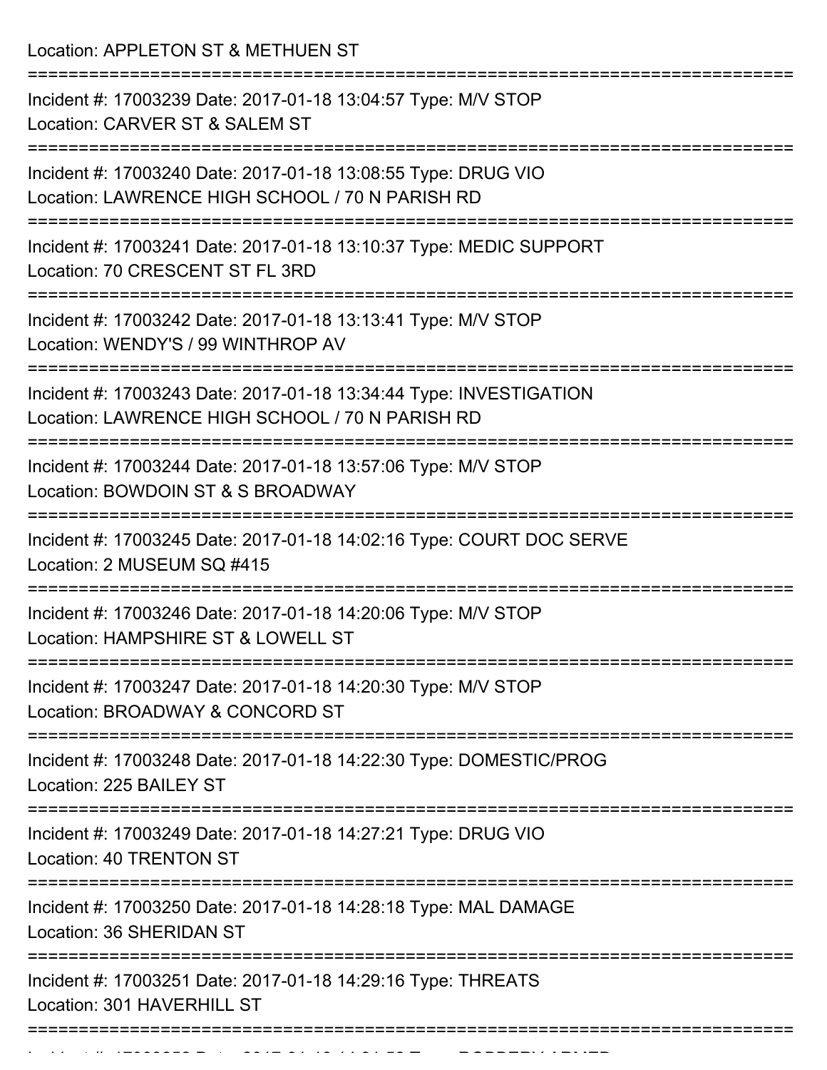Location: APPLETON ST & METHUEN ST

===========================================================================

Incident #: 17003239 Date: 2017-01-18 13:04:57 Type: M/V STOP
Location: CARVER ST & SALEM ST

===========================================================================

Incident #: 17003240 Date: 2017-01-18 13:08:55 Type: DRUG VIO
Location: LAWRENCE HIGH SCHOOL / 70 N PARISH RD

===========================================================================

Incident #: 17003241 Date: 2017-01-18 13:10:37 Type: MEDIC SUPPORT
Location: 70 CRESCENT ST FL 3RD

===========================================================================

Incident #: 17003242 Date: 2017-01-18 13:13:41 Type: M/V STOP
Location: WENDY'S / 99 WINTHROP AV

===========================================================================

Incident #: 17003243 Date: 2017-01-18 13:34:44 Type: INVESTIGATION
Location: LAWRENCE HIGH SCHOOL / 70 N PARISH RD

===========================================================================

Incident #: 17003244 Date: 2017-01-18 13:57:06 Type: M/V STOP
Location: BOWDOIN ST & S BROADWAY

===========================================================================

Incident #: 17003245 Date: 2017-01-18 14:02:16 Type: COURT DOC SERVE
Location: 2 MUSEUM SQ #415

===========================================================================

Incident #: 17003246 Date: 2017-01-18 14:20:06 Type: M/V STOP
Location: HAMPSHIRE ST & LOWELL ST

===========================================================================

Incident #: 17003247 Date: 2017-01-18 14:20:30 Type: M/V STOP
Location: BROADWAY & CONCORD ST

===========================================================================

Incident #: 17003248 Date: 2017-01-18 14:22:30 Type: DOMESTIC/PROG
Location: 225 BAILEY ST

===========================================================================

Incident #: 17003249 Date: 2017-01-18 14:27:21 Type: DRUG VIO
Location: 40 TRENTON ST

===========================================================================

Incident #: 17003250 Date: 2017-01-18 14:28:18 Type: MAL DAMAGE
Location: 36 SHERIDAN ST

===========================================================================

Incident #: 17003251 Date: 2017-01-18 14:29:16 Type: THREATS
Location: 301 HAVERHILL ST

===========================================================================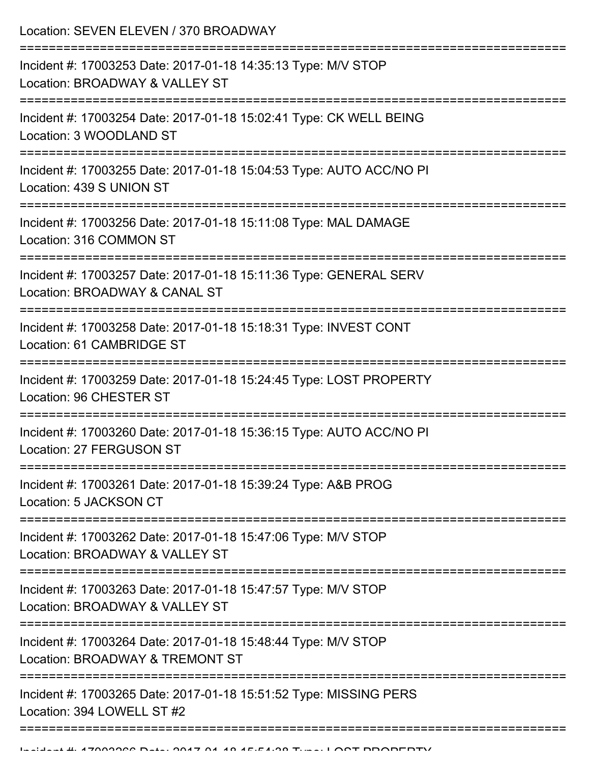Location: SEVEN ELEVEN / 370 BROADWAY

===========================================================================

Incident #: 17003253 Date: 2017-01-18 14:35:13 Type: M/V STOP
Location: BROADWAY & VALLEY ST

===========================================================================

Incident #: 17003254 Date: 2017-01-18 15:02:41 Type: CK WELL BEING
Location: 3 WOODLAND ST

===========================================================================

Incident #: 17003255 Date: 2017-01-18 15:04:53 Type: AUTO ACC/NO PI
Location: 439 S UNION ST

===========================================================================

Incident #: 17003256 Date: 2017-01-18 15:11:08 Type: MAL DAMAGE
Location: 316 COMMON ST

===========================================================================

Incident #: 17003257 Date: 2017-01-18 15:11:36 Type: GENERAL SERV
Location: BROADWAY & CANAL ST

===========================================================================

Incident #: 17003258 Date: 2017-01-18 15:18:31 Type: INVEST CONT
Location: 61 CAMBRIDGE ST

===========================================================================

Incident #: 17003259 Date: 2017-01-18 15:24:45 Type: LOST PROPERTY
Location: 96 CHESTER ST

===========================================================================

Incident #: 17003260 Date: 2017-01-18 15:36:15 Type: AUTO ACC/NO PI
Location: 27 FERGUSON ST

===========================================================================

Incident #: 17003261 Date: 2017-01-18 15:39:24 Type: A&B PROG
Location: 5 JACKSON CT

===========================================================================

Incident #: 17003262 Date: 2017-01-18 15:47:06 Type: M/V STOP
Location: BROADWAY & VALLEY ST

===========================================================================

Incident #: 17003263 Date: 2017-01-18 15:47:57 Type: M/V STOP
Location: BROADWAY & VALLEY ST

===========================================================================

Incident #: 17003264 Date: 2017-01-18 15:48:44 Type: M/V STOP
Location: BROADWAY & TREMONT ST

===========================================================================

Incident #: 17003265 Date: 2017-01-18 15:51:52 Type: MISSING PERS
Location: 394 LOWELL ST #2

===========================================================================

Incident #: 17003266 Date: 2017-01-18 15:54:38 Type: LOST PROPERTY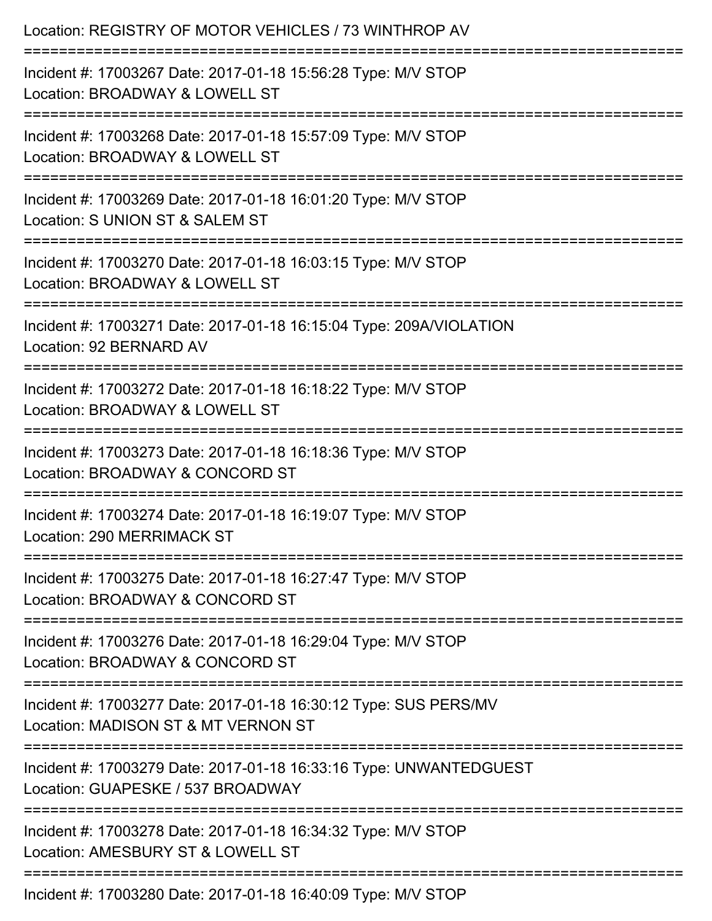Location: REGISTRY OF MOTOR VEHICLES / 73 WINTHROP AV

===========================================================================

Incident #: 17003267 Date: 2017-01-18 15:56:28 Type: M/V STOP
Location: BROADWAY & LOWELL ST

===========================================================================

Incident #: 17003268 Date: 2017-01-18 15:57:09 Type: M/V STOP
Location: BROADWAY & LOWELL ST

===========================================================================

Incident #: 17003269 Date: 2017-01-18 16:01:20 Type: M/V STOP
Location: S UNION ST & SALEM ST

===========================================================================

Incident #: 17003270 Date: 2017-01-18 16:03:15 Type: M/V STOP
Location: BROADWAY & LOWELL ST

===========================================================================

Incident #: 17003271 Date: 2017-01-18 16:15:04 Type: 209A/VIOLATION
Location: 92 BERNARD AV

===========================================================================

Incident #: 17003272 Date: 2017-01-18 16:18:22 Type: M/V STOP
Location: BROADWAY & LOWELL ST

===========================================================================

Incident #: 17003273 Date: 2017-01-18 16:18:36 Type: M/V STOP
Location: BROADWAY & CONCORD ST

===========================================================================

Incident #: 17003274 Date: 2017-01-18 16:19:07 Type: M/V STOP
Location: 290 MERRIMACK ST

===========================================================================

Incident #: 17003275 Date: 2017-01-18 16:27:47 Type: M/V STOP
Location: BROADWAY & CONCORD ST

===========================================================================

Incident #: 17003276 Date: 2017-01-18 16:29:04 Type: M/V STOP
Location: BROADWAY & CONCORD ST

===========================================================================

Incident #: 17003277 Date: 2017-01-18 16:30:12 Type: SUS PERS/MV
Location: MADISON ST & MT VERNON ST

===========================================================================

Incident #: 17003279 Date: 2017-01-18 16:33:16 Type: UNWANTEDGUEST
Location: GUAPESKE / 537 BROADWAY

===========================================================================

Incident #: 17003278 Date: 2017-01-18 16:34:32 Type: M/V STOP
Location: AMESBURY ST & LOWELL ST

===========================================================================

Incident #: 17003280 Date: 2017-01-18 16:40:09 Type: M/V STOP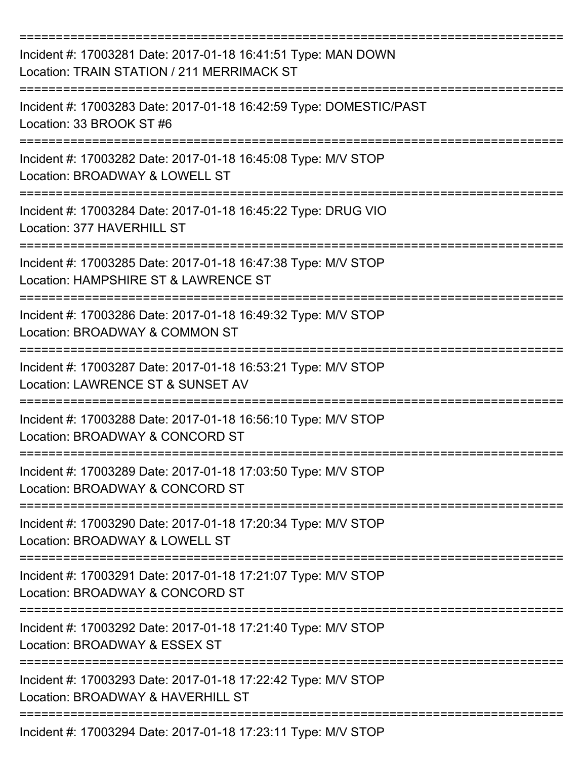===========================================================================

Incident #: 17003281 Date: 2017-01-18 16:41:51 Type: MAN DOWN
Location: TRAIN STATION / 211 MERRIMACK ST

===========================================================================

Incident #: 17003283 Date: 2017-01-18 16:42:59 Type: DOMESTIC/PAST
Location: 33 BROOK ST #6

===========================================================================

Incident #: 17003282 Date: 2017-01-18 16:45:08 Type: M/V STOP
Location: BROADWAY & LOWELL ST

===========================================================================

Incident #: 17003284 Date: 2017-01-18 16:45:22 Type: DRUG VIO
Location: 377 HAVERHILL ST

===========================================================================

Incident #: 17003285 Date: 2017-01-18 16:47:38 Type: M/V STOP
Location: HAMPSHIRE ST & LAWRENCE ST

===========================================================================

Incident #: 17003286 Date: 2017-01-18 16:49:32 Type: M/V STOP
Location: BROADWAY & COMMON ST

===========================================================================

Incident #: 17003287 Date: 2017-01-18 16:53:21 Type: M/V STOP
Location: LAWRENCE ST & SUNSET AV

===========================================================================

Incident #: 17003288 Date: 2017-01-18 16:56:10 Type: M/V STOP
Location: BROADWAY & CONCORD ST

===========================================================================

Incident #: 17003289 Date: 2017-01-18 17:03:50 Type: M/V STOP
Location: BROADWAY & CONCORD ST

===========================================================================

Incident #: 17003290 Date: 2017-01-18 17:20:34 Type: M/V STOP
Location: BROADWAY & LOWELL ST

===========================================================================

Incident #: 17003291 Date: 2017-01-18 17:21:07 Type: M/V STOP
Location: BROADWAY & CONCORD ST

===========================================================================

Incident #: 17003292 Date: 2017-01-18 17:21:40 Type: M/V STOP
Location: BROADWAY & ESSEX ST

===========================================================================

Incident #: 17003293 Date: 2017-01-18 17:22:42 Type: M/V STOP
Location: BROADWAY & HAVERHILL ST

===========================================================================

Incident #: 17003294 Date: 2017-01-18 17:23:11 Type: M/V STOP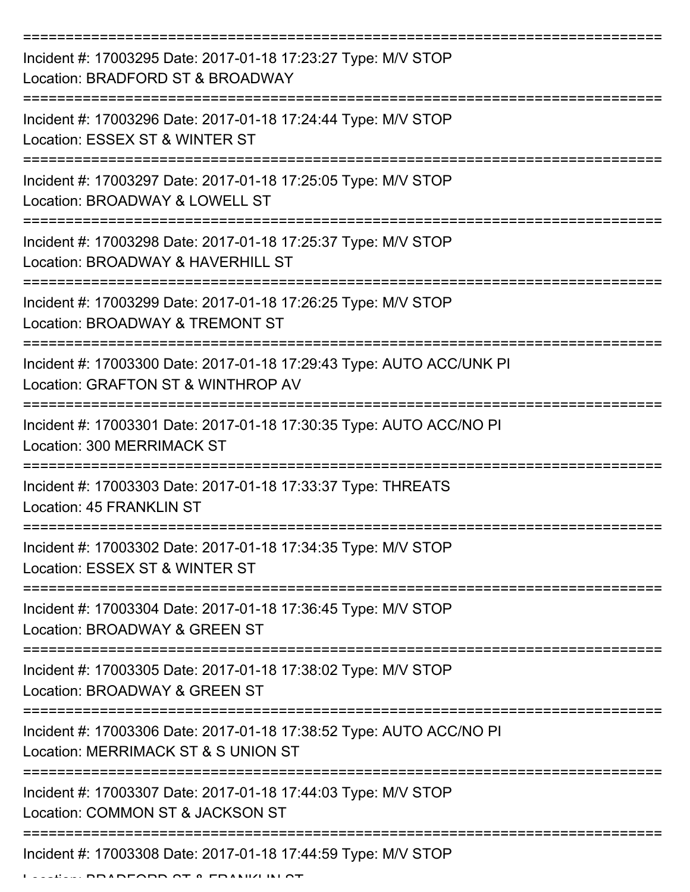===========================================================================

Incident #: 17003295 Date: 2017-01-18 17:23:27 Type: M/V STOP

Location: BRADFORD ST & BROADWAY

===========================================================================

Incident #: 17003296 Date: 2017-01-18 17:24:44 Type: M/V STOP

Location: ESSEX ST & WINTER ST

===========================================================================

Incident #: 17003297 Date: 2017-01-18 17:25:05 Type: M/V STOP

Location: BROADWAY & LOWELL ST

===========================================================================

Incident #: 17003298 Date: 2017-01-18 17:25:37 Type: M/V STOP

Location: BROADWAY & HAVERHILL ST

===========================================================================

Incident #: 17003299 Date: 2017-01-18 17:26:25 Type: M/V STOP

Location: BROADWAY & TREMONT ST

===========================================================================

Incident #: 17003300 Date: 2017-01-18 17:29:43 Type: AUTO ACC/UNK PI

Location: GRAFTON ST & WINTHROP AV

===========================================================================

Incident #: 17003301 Date: 2017-01-18 17:30:35 Type: AUTO ACC/NO PI

Location: 300 MERRIMACK ST

===========================================================================

Incident #: 17003303 Date: 2017-01-18 17:33:37 Type: THREATS

Location: 45 FRANKLIN ST

===========================================================================

Incident #: 17003302 Date: 2017-01-18 17:34:35 Type: M/V STOP

Location: ESSEX ST & WINTER ST

===========================================================================

Incident #: 17003304 Date: 2017-01-18 17:36:45 Type: M/V STOP

Location: BROADWAY & GREEN ST

===========================================================================

Incident #: 17003305 Date: 2017-01-18 17:38:02 Type: M/V STOP

Location: BROADWAY & GREEN ST

===========================================================================

Incident #: 17003306 Date: 2017-01-18 17:38:52 Type: AUTO ACC/NO PI

Location: MERRIMACK ST & S UNION ST

===========================================================================

Incident #: 17003307 Date: 2017-01-18 17:44:03 Type: M/V STOP

Location: COMMON ST & JACKSON ST

===========================================================================

Incident #: 17003308 Date: 2017-01-18 17:44:59 Type: M/V STOP

Location: BRADFORD ST & FRANKLIN ST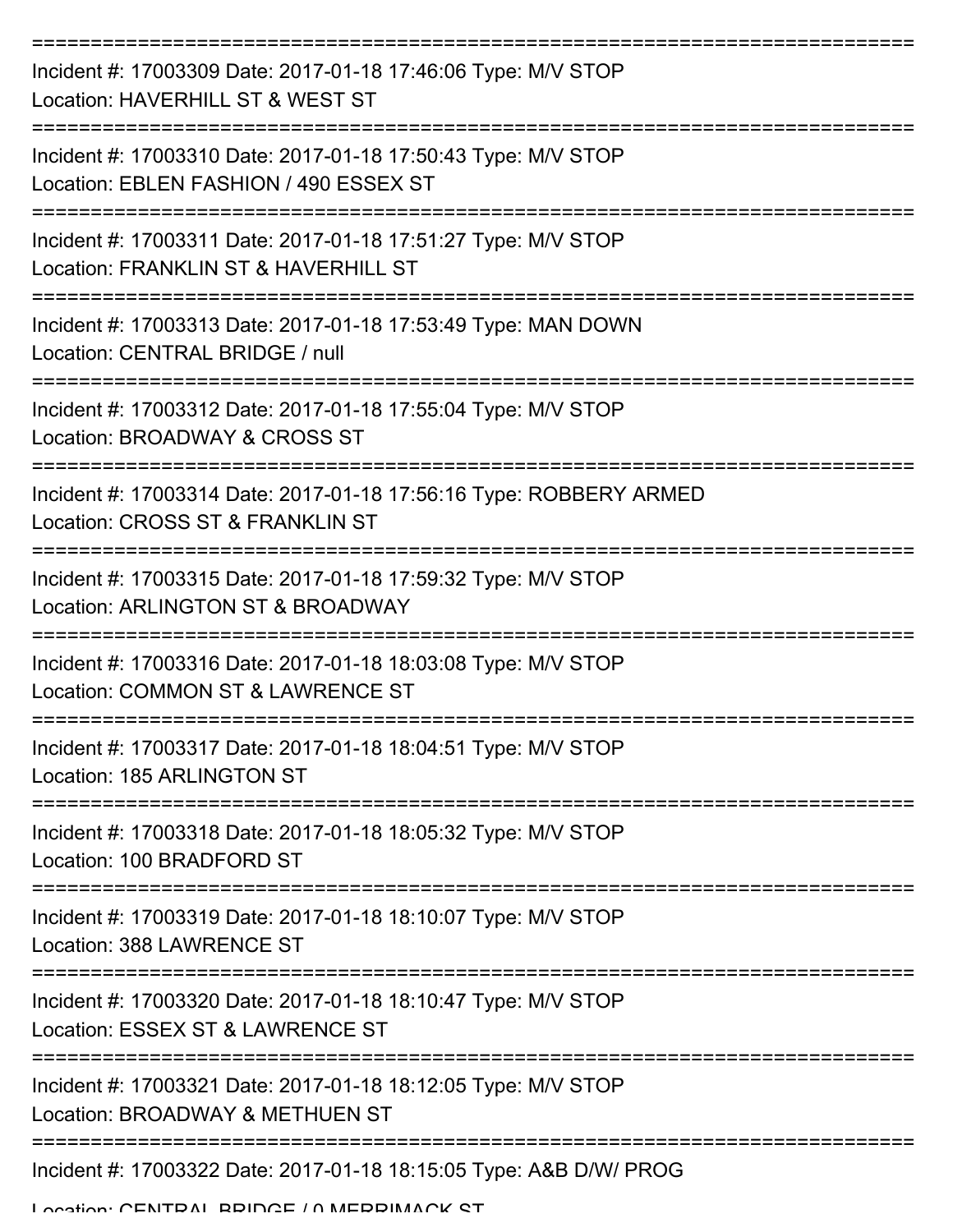===========================================================================

Incident #: 17003309 Date: 2017-01-18 17:46:06 Type: M/V STOP
Location: HAVERHILL ST & WEST ST

===========================================================================

Incident #: 17003310 Date: 2017-01-18 17:50:43 Type: M/V STOP
Location: EBLEN FASHION / 490 ESSEX ST

===========================================================================

Incident #: 17003311 Date: 2017-01-18 17:51:27 Type: M/V STOP
Location: FRANKLIN ST & HAVERHILL ST

===========================================================================

Incident #: 17003313 Date: 2017-01-18 17:53:49 Type: MAN DOWN
Location: CENTRAL BRIDGE / null

===========================================================================

Incident #: 17003312 Date: 2017-01-18 17:55:04 Type: M/V STOP
Location: BROADWAY & CROSS ST

===========================================================================

Incident #: 17003314 Date: 2017-01-18 17:56:16 Type: ROBBERY ARMED
Location: CROSS ST & FRANKLIN ST

===========================================================================

Incident #: 17003315 Date: 2017-01-18 17:59:32 Type: M/V STOP
Location: ARLINGTON ST & BROADWAY

===========================================================================

Incident #: 17003316 Date: 2017-01-18 18:03:08 Type: M/V STOP
Location: COMMON ST & LAWRENCE ST

===========================================================================

Incident #: 17003317 Date: 2017-01-18 18:04:51 Type: M/V STOP
Location: 185 ARLINGTON ST

===========================================================================

Incident #: 17003318 Date: 2017-01-18 18:05:32 Type: M/V STOP
Location: 100 BRADFORD ST

===========================================================================

Incident #: 17003319 Date: 2017-01-18 18:10:07 Type: M/V STOP
Location: 388 LAWRENCE ST

===========================================================================

Incident #: 17003320 Date: 2017-01-18 18:10:47 Type: M/V STOP
Location: ESSEX ST & LAWRENCE ST

===========================================================================

Incident #: 17003321 Date: 2017-01-18 18:12:05 Type: M/V STOP
Location: BROADWAY & METHUEN ST

===========================================================================

Incident #: 17003322 Date: 2017-01-18 18:15:05 Type: A&B D/W/ PROG
Location: CENTRAL BRIDGE / 0 MERRIMACK ST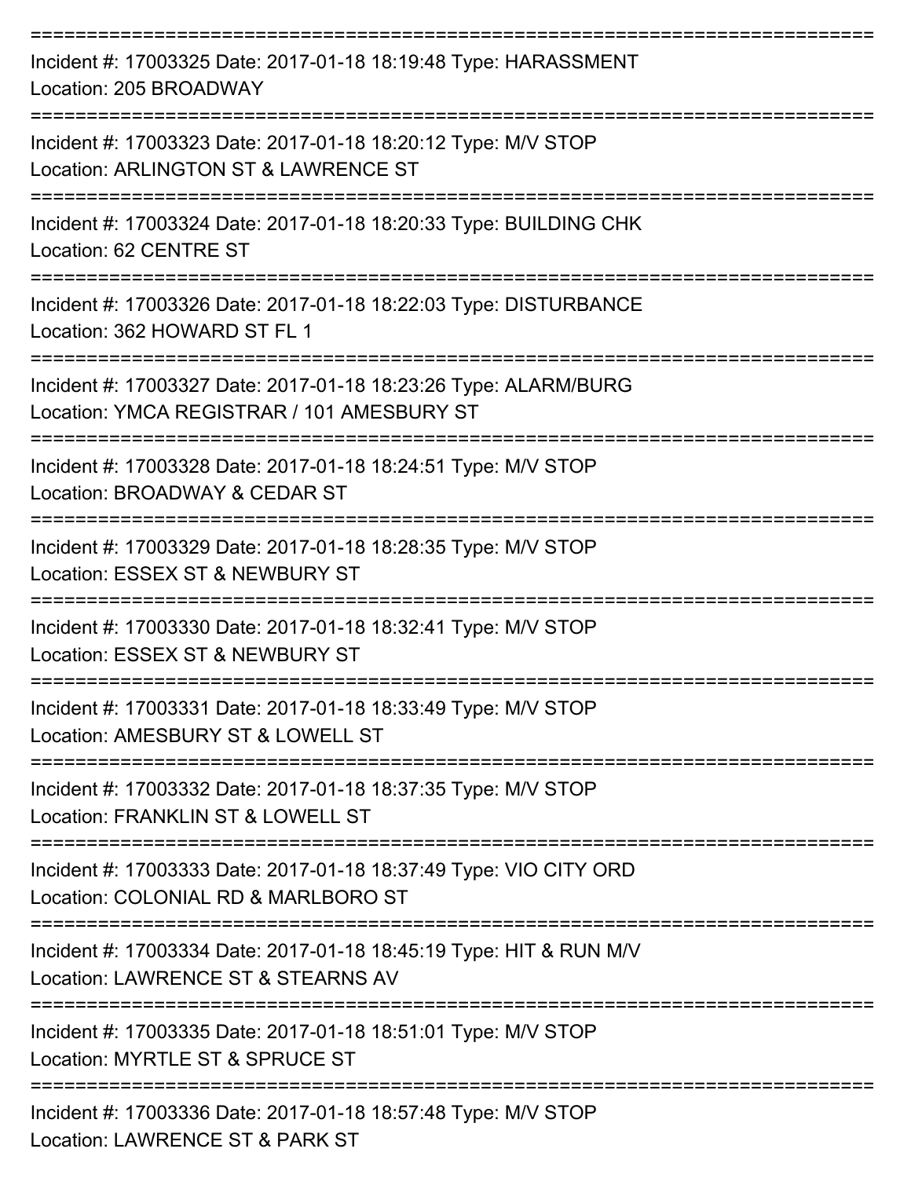===========================================================================

Incident #: 17003325 Date: 2017-01-18 18:19:48 Type: HARASSMENT
Location: 205 BROADWAY

===========================================================================

Incident #: 17003323 Date: 2017-01-18 18:20:12 Type: M/V STOP
Location: ARLINGTON ST & LAWRENCE ST

===========================================================================

Incident #: 17003324 Date: 2017-01-18 18:20:33 Type: BUILDING CHK
Location: 62 CENTRE ST

===========================================================================

Incident #: 17003326 Date: 2017-01-18 18:22:03 Type: DISTURBANCE
Location: 362 HOWARD ST FL 1

===========================================================================

Incident #: 17003327 Date: 2017-01-18 18:23:26 Type: ALARM/BURG
Location: YMCA REGISTRAR / 101 AMESBURY ST

===========================================================================

Incident #: 17003328 Date: 2017-01-18 18:24:51 Type: M/V STOP
Location: BROADWAY & CEDAR ST

===========================================================================

Incident #: 17003329 Date: 2017-01-18 18:28:35 Type: M/V STOP
Location: ESSEX ST & NEWBURY ST

===========================================================================

Incident #: 17003330 Date: 2017-01-18 18:32:41 Type: M/V STOP
Location: ESSEX ST & NEWBURY ST

===========================================================================

Incident #: 17003331 Date: 2017-01-18 18:33:49 Type: M/V STOP
Location: AMESBURY ST & LOWELL ST

===========================================================================

Incident #: 17003332 Date: 2017-01-18 18:37:35 Type: M/V STOP
Location: FRANKLIN ST & LOWELL ST

===========================================================================

Incident #: 17003333 Date: 2017-01-18 18:37:49 Type: VIO CITY ORD
Location: COLONIAL RD & MARLBORO ST

===========================================================================

Incident #: 17003334 Date: 2017-01-18 18:45:19 Type: HIT & RUN M/V
Location: LAWRENCE ST & STEARNS AV

===========================================================================

Incident #: 17003335 Date: 2017-01-18 18:51:01 Type: M/V STOP
Location: MYRTLE ST & SPRUCE ST

===========================================================================

Incident #: 17003336 Date: 2017-01-18 18:57:48 Type: M/V STOP
Location: LAWRENCE ST & PARK ST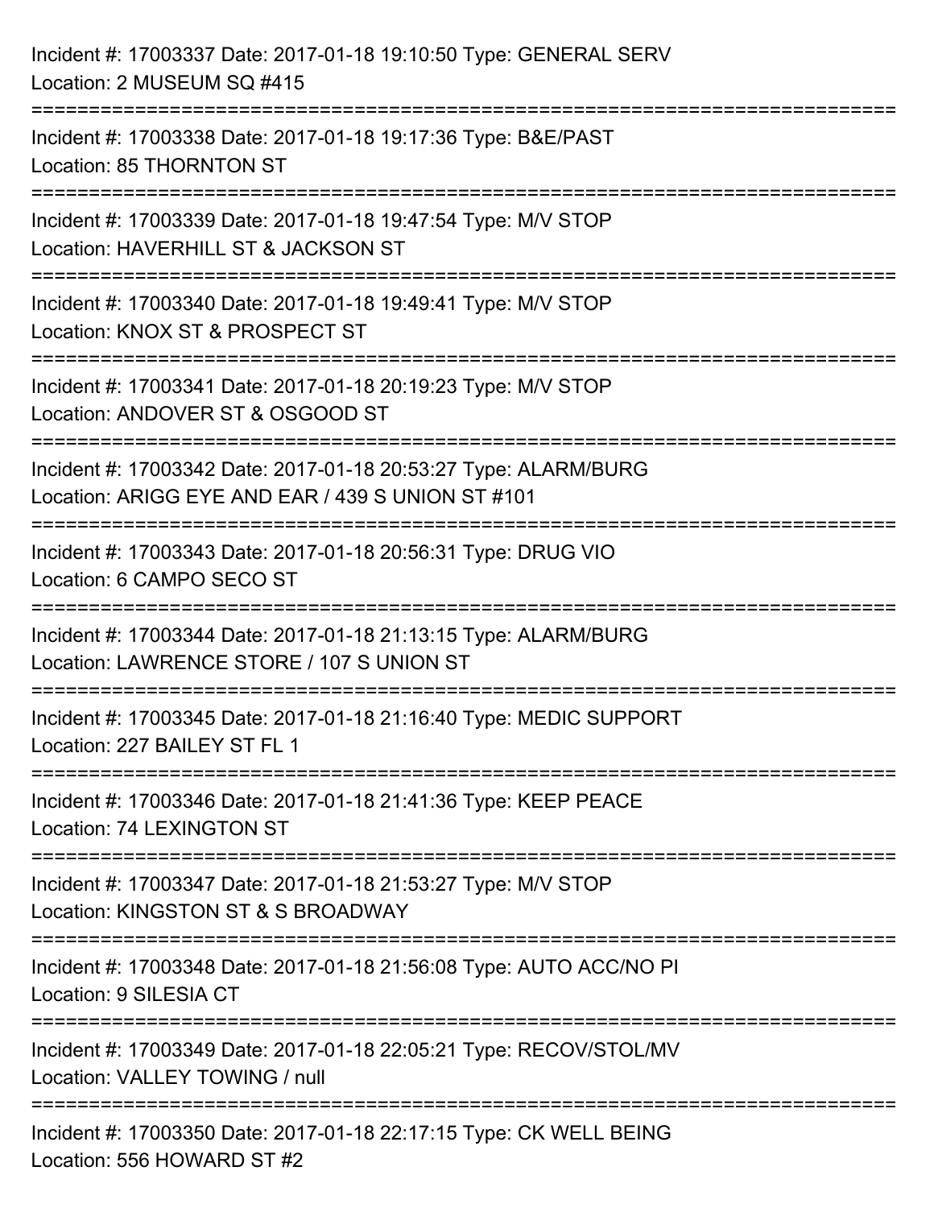Incident #: 17003337 Date: 2017-01-18 19:10:50 Type: GENERAL SERV
Location: 2 MUSEUM SQ #415

===========================================================================

Incident #: 17003338 Date: 2017-01-18 19:17:36 Type: B&E/PAST
Location: 85 THORNTON ST

===========================================================================

Incident #: 17003339 Date: 2017-01-18 19:47:54 Type: M/V STOP
Location: HAVERHILL ST & JACKSON ST

===========================================================================

Incident #: 17003340 Date: 2017-01-18 19:49:41 Type: M/V STOP
Location: KNOX ST & PROSPECT ST

===========================================================================

Incident #: 17003341 Date: 2017-01-18 20:19:23 Type: M/V STOP
Location: ANDOVER ST & OSGOOD ST

===========================================================================

Incident #: 17003342 Date: 2017-01-18 20:53:27 Type: ALARM/BURG
Location: ARIGG EYE AND EAR / 439 S UNION ST #101

===========================================================================

Incident #: 17003343 Date: 2017-01-18 20:56:31 Type: DRUG VIO
Location: 6 CAMPO SECO ST

===========================================================================

Incident #: 17003344 Date: 2017-01-18 21:13:15 Type: ALARM/BURG
Location: LAWRENCE STORE / 107 S UNION ST

===========================================================================

Incident #: 17003345 Date: 2017-01-18 21:16:40 Type: MEDIC SUPPORT
Location: 227 BAILEY ST FL 1

===========================================================================

Incident #: 17003346 Date: 2017-01-18 21:41:36 Type: KEEP PEACE
Location: 74 LEXINGTON ST

===========================================================================

Incident #: 17003347 Date: 2017-01-18 21:53:27 Type: M/V STOP
Location: KINGSTON ST & S BROADWAY

===========================================================================

Incident #: 17003348 Date: 2017-01-18 21:56:08 Type: AUTO ACC/NO PI
Location: 9 SILESIA CT

===========================================================================

Incident #: 17003349 Date: 2017-01-18 22:05:21 Type: RECOV/STOL/MV
Location: VALLEY TOWING / null

===========================================================================

Incident #: 17003350 Date: 2017-01-18 22:17:15 Type: CK WELL BEING
Location: 556 HOWARD ST #2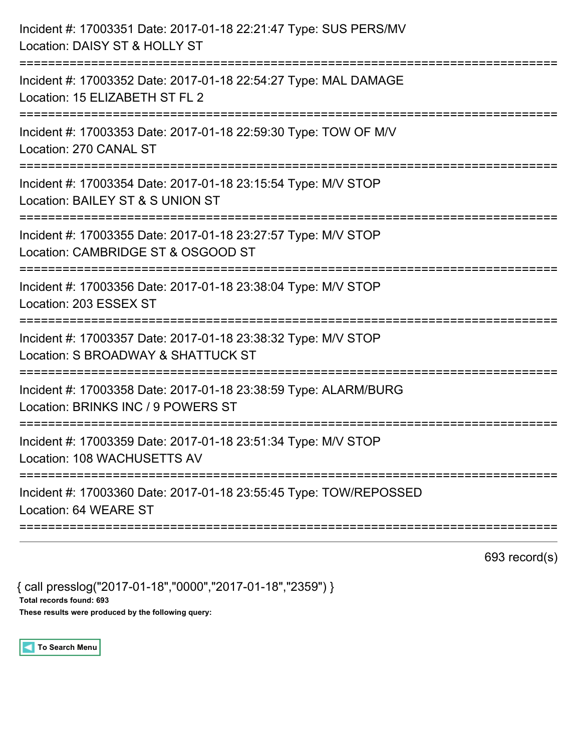Incident #: 17003351 Date: 2017-01-18 22:21:47 Type: SUS PERS/MV
Location: DAISY ST & HOLLY ST

===========================================================================

Incident #: 17003352 Date: 2017-01-18 22:54:27 Type: MAL DAMAGE
Location: 15 ELIZABETH ST FL 2

===========================================================================

Incident #: 17003353 Date: 2017-01-18 22:59:30 Type: TOW OF M/V
Location: 270 CANAL ST

===========================================================================

Incident #: 17003354 Date: 2017-01-18 23:15:54 Type: M/V STOP
Location: BAILEY ST & S UNION ST

===========================================================================

Incident #: 17003355 Date: 2017-01-18 23:27:57 Type: M/V STOP
Location: CAMBRIDGE ST & OSGOOD ST

===========================================================================

Incident #: 17003356 Date: 2017-01-18 23:38:04 Type: M/V STOP
Location: 203 ESSEX ST

===========================================================================

Incident #: 17003357 Date: 2017-01-18 23:38:32 Type: M/V STOP
Location: S BROADWAY & SHATTUCK ST

===========================================================================

Incident #: 17003358 Date: 2017-01-18 23:38:59 Type: ALARM/BURG
Location: BRINKS INC / 9 POWERS ST

===========================================================================

Incident #: 17003359 Date: 2017-01-18 23:51:34 Type: M/V STOP
Location: 108 WACHUSETTS AV

===========================================================================

Incident #: 17003360 Date: 2017-01-18 23:55:45 Type: TOW/REPOSSED
Location: 64 WEARE ST

===========================================================================

693 record(s)

{ call presslog("2017-01-18","0000","2017-01-18","2359") }

**Total records found: 693**

**These results were produced by the following query:**

To Search Menu